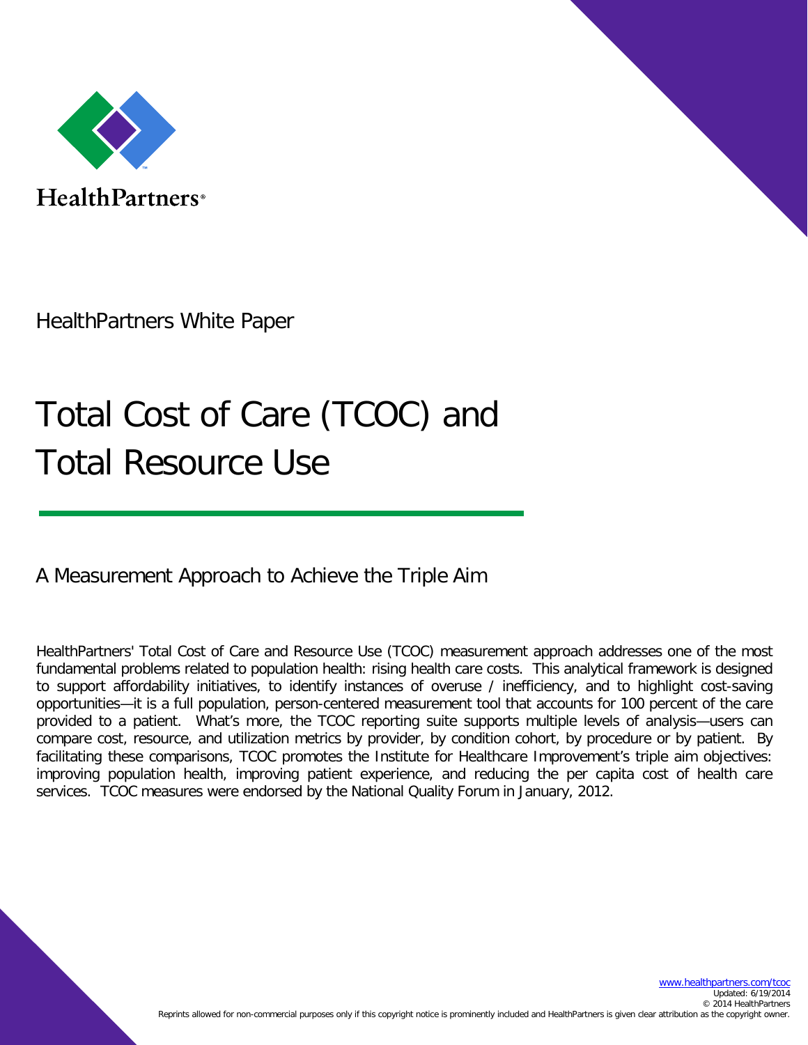HealthPartners®

HealthPartners White Paper

# Total Cost of Care (TCOC) and Total Resource Use

## A Measurement Approach to Achieve the Triple Aim

HealthPartners' Total Cost of Care and Resource Use (TCOC) measurement approach addresses one of the most fundamental problems related to population health: rising health care costs. This analytical framework is designed to support affordability initiatives, to identify instances of overuse / inefficiency, and to highlight cost-saving opportunities—it is a full population, person-centered measurement tool that accounts for 100 percent of the care provided to a patient. What's more, the TCOC reporting suite supports multiple levels of analysis—users can compare cost, resource, and utilization metrics by provider, by condition cohort, by procedure or by patient. By facilitating these comparisons, TCOC promotes the Institute for Healthcare Improvement's triple aim objectives: improving population health, improving patient experience, and reducing the per capita cost of health care services. TCOC measures were endorsed by the National Quality Forum in January, 2012.

www.healthpartners.com/tcoc
Updated: 6/19/2014
© 2014 HealthPartners
Reprints allowed for non-commercial purposes only if this copyright notice is prominently included and HealthPartners is given clear attribution as the copyright owner.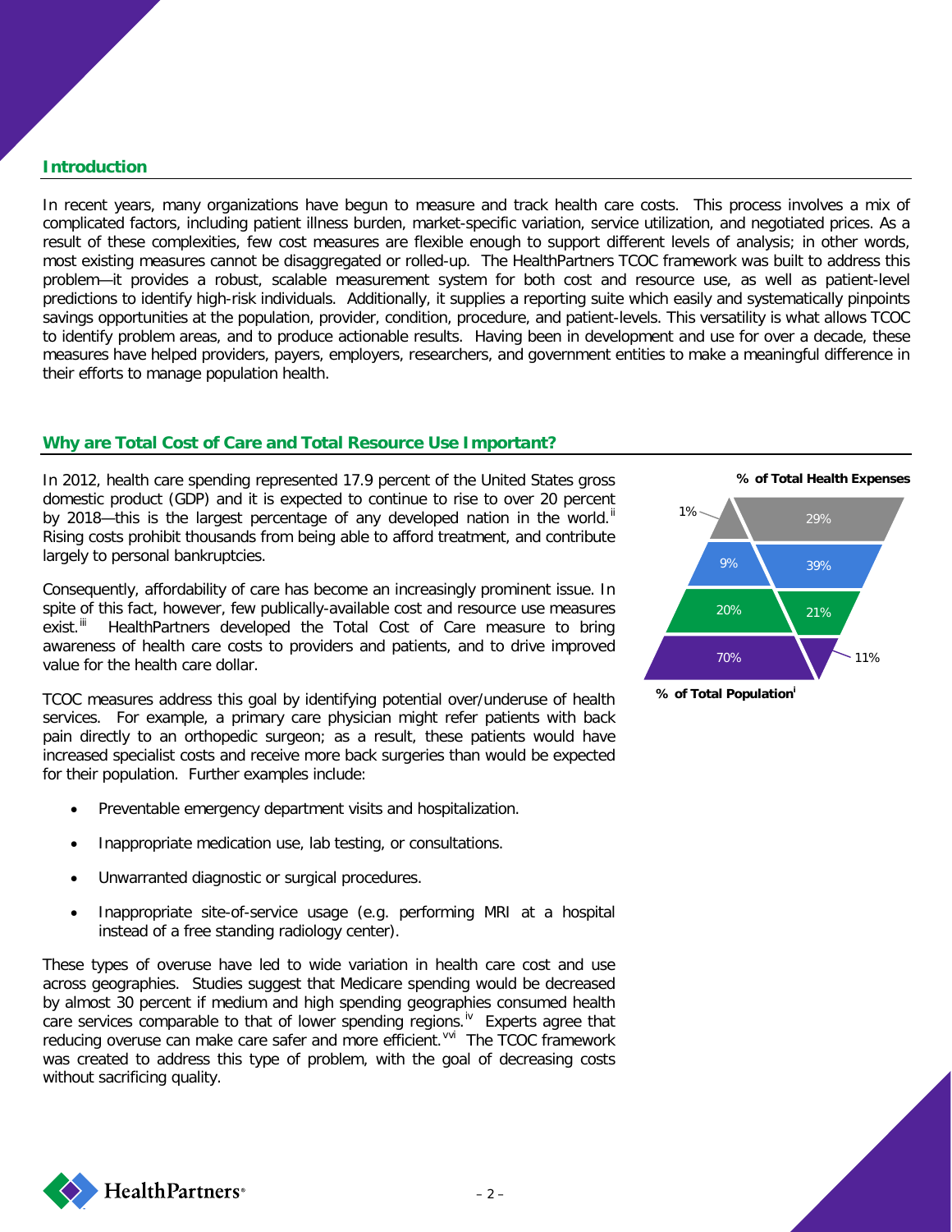## Introduction

In recent years, many organizations have begun to measure and track health care costs. This process involves a mix of complicated factors, including patient illness burden, market-specific variation, service utilization, and negotiated prices. As a result of these complexities, few cost measures are flexible enough to support different levels of analysis; in other words, most existing measures cannot be disaggregated or rolled-up. The HealthPartners TCOC framework was built to address this problem—it provides a robust, scalable measurement system for both cost and resource use, as well as patient-level predictions to identify high-risk individuals. Additionally, it supplies a reporting suite which easily and systematically pinpoints savings opportunities at the population, provider, condition, procedure, and patient-levels. This versatility is what allows TCOC to identify problem areas, and to produce actionable results. Having been in development and use for over a decade, these measures have helped providers, payers, employers, researchers, and government entities to make a meaningful difference in their efforts to manage population health.

## Why are Total Cost of Care and Total Resource Use Important?

In 2012, health care spending represented 17.9 percent of the United States gross domestic product (GDP) and it is expected to continue to rise to over 20 percent by 2018—this is the largest percentage of any developed nation in the world.[ii] Rising costs prohibit thousands from being able to afford treatment, and contribute largely to personal bankruptcies.

Consequently, affordability of care has become an increasingly prominent issue. In spite of this fact, however, few publically-available cost and resource use measures exist.[iii] HealthPartners developed the Total Cost of Care measure to bring awareness of health care costs to providers and patients, and to drive improved value for the health care dollar.

TCOC measures address this goal by identifying potential over/underuse of health services. For example, a primary care physician might refer patients with back pain directly to an orthopedic surgeon; as a result, these patients would have increased specialist costs and receive more back surgeries than would be expected for their population. Further examples include:

- Preventable emergency department visits and hospitalization.
- Inappropriate medication use, lab testing, or consultations.
- Unwarranted diagnostic or surgical procedures.
- Inappropriate site-of-service usage (e.g. performing MRI at a hospital instead of a free standing radiology center).

These types of overuse have led to wide variation in health care cost and use across geographies. Studies suggest that Medicare spending would be decreased by almost 30 percent if medium and high spending geographies consumed health care services comparable to that of lower spending regions.[iv] Experts agree that reducing overuse can make care safer and more efficient.[v,vi] The TCOC framework was created to address this type of problem, with the goal of decreasing costs without sacrificing quality.

**% of Total Health Expenses**

| % of Total Population | % of Total Health Expenses |
|---|---|
| 1% | 29% |
| 9% | 39% |
| 20% | 21% |
| 70% | 11% |

**% of Total Population**[i]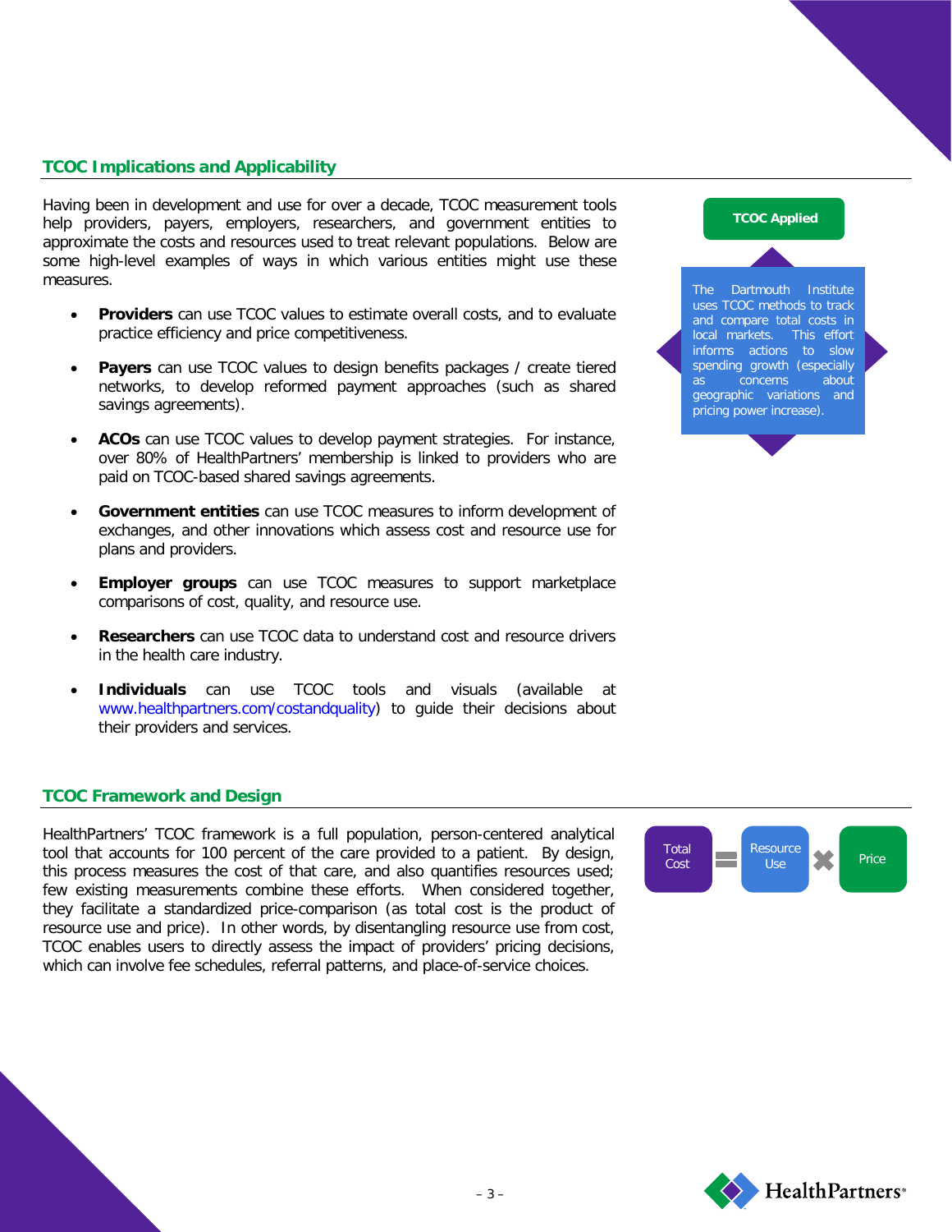## TCOC Implications and Applicability

Having been in development and use for over a decade, TCOC measurement tools help providers, payers, employers, researchers, and government entities to approximate the costs and resources used to treat relevant populations. Below are some high-level examples of ways in which various entities might use these measures.

- **Providers** can use TCOC values to estimate overall costs, and to evaluate practice efficiency and price competitiveness.
- **Payers** can use TCOC values to design benefits packages / create tiered networks, to develop reformed payment approaches (such as shared savings agreements).
- **ACOs** can use TCOC values to develop payment strategies. For instance, over 80% of HealthPartners' membership is linked to providers who are paid on TCOC-based shared savings agreements.
- **Government entities** can use TCOC measures to inform development of exchanges, and other innovations which assess cost and resource use for plans and providers.
- **Employer groups** can use TCOC measures to support marketplace comparisons of cost, quality, and resource use.
- **Researchers** can use TCOC data to understand cost and resource drivers in the health care industry.
- **Individuals** can use TCOC tools and visuals (available at www.healthpartners.com/costandquality) to guide their decisions about their providers and services.

**TCOC Applied**

The Dartmouth Institute uses TCOC methods to track and compare total costs in local markets. This effort informs actions to slow spending growth (especially as concerns about geographic variations and pricing power increase).

## TCOC Framework and Design

HealthPartners' TCOC framework is a full population, person-centered analytical tool that accounts for 100 percent of the care provided to a patient. By design, this process measures the cost of that care, and also quantifies resources used; few existing measurements combine these efforts. When considered together, they facilitate a standardized price-comparison (as total cost is the product of resource use and price). In other words, by disentangling resource use from cost, TCOC enables users to directly assess the impact of providers' pricing decisions, which can involve fee schedules, referral patterns, and place-of-service choices.

Total Cost = Resource Use × Price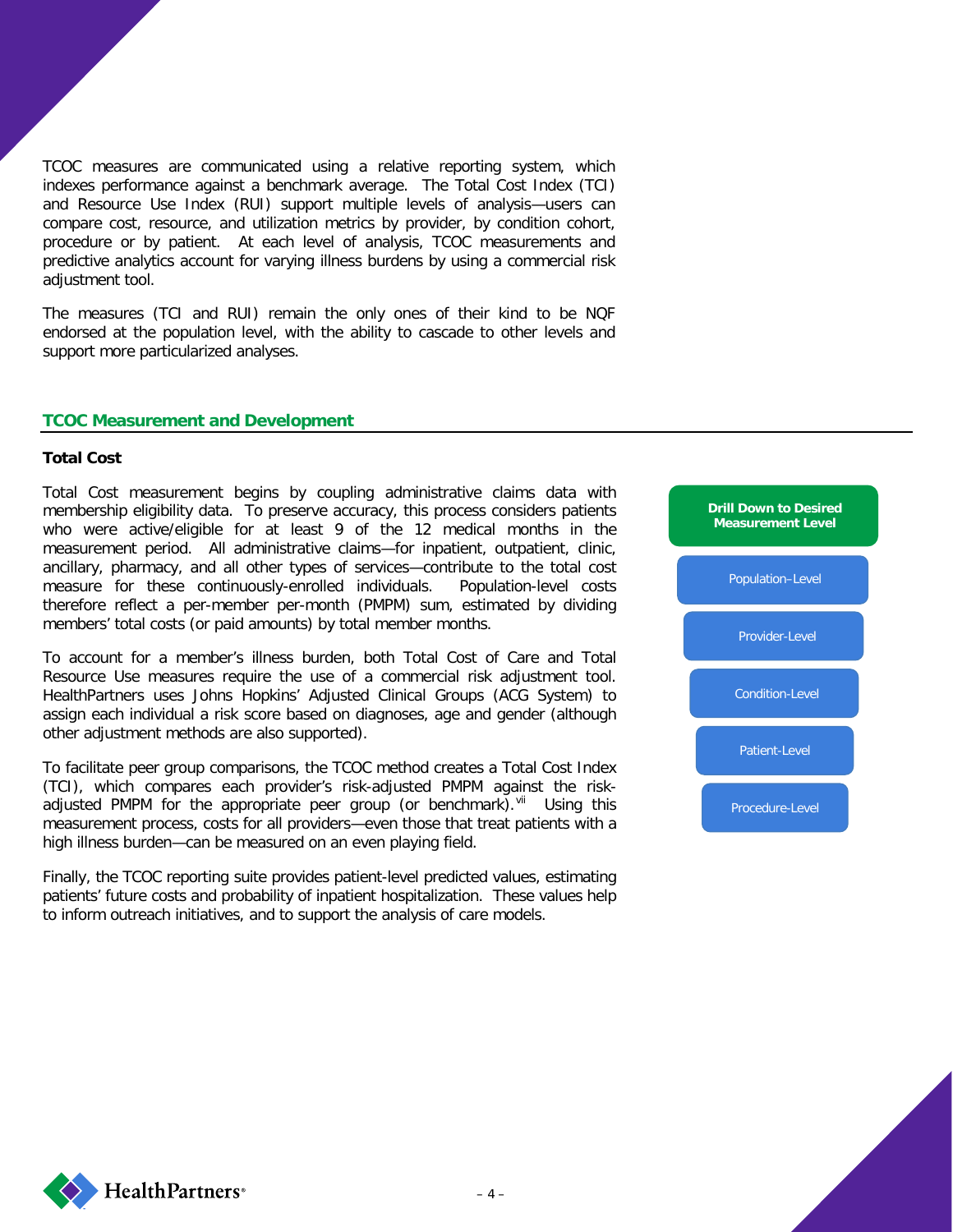TCOC measures are communicated using a relative reporting system, which indexes performance against a benchmark average. The Total Cost Index (TCI) and Resource Use Index (RUI) support multiple levels of analysis—users can compare cost, resource, and utilization metrics by provider, by condition cohort, procedure or by patient. At each level of analysis, TCOC measurements and predictive analytics account for varying illness burdens by using a commercial risk adjustment tool.

The measures (TCI and RUI) remain the only ones of their kind to be NQF endorsed at the population level, with the ability to cascade to other levels and support more particularized analyses.

## TCOC Measurement and Development

### Total Cost

Total Cost measurement begins by coupling administrative claims data with membership eligibility data. To preserve accuracy, this process considers patients who were active/eligible for at least 9 of the 12 medical months in the measurement period. All administrative claims—for inpatient, outpatient, clinic, ancillary, pharmacy, and all other types of services—contribute to the total cost measure for these continuously-enrolled individuals. Population-level costs therefore reflect a per-member per-month (PMPM) sum, estimated by dividing members' total costs (or paid amounts) by total member months.

To account for a member's illness burden, both Total Cost of Care and Total Resource Use measures require the use of a commercial risk adjustment tool. HealthPartners uses Johns Hopkins' Adjusted Clinical Groups (ACG System) to assign each individual a risk score based on diagnoses, age and gender (although other adjustment methods are also supported).

To facilitate peer group comparisons, the TCOC method creates a Total Cost Index (TCI), which compares each provider's risk-adjusted PMPM against the risk-adjusted PMPM for the appropriate peer group (or benchmark).[vii] Using this measurement process, costs for all providers—even those that treat patients with a high illness burden—can be measured on an even playing field.

Finally, the TCOC reporting suite provides patient-level predicted values, estimating patients' future costs and probability of inpatient hospitalization. These values help to inform outreach initiatives, and to support the analysis of care models.

**Drill Down to Desired Measurement Level**

- Population–Level
- Provider-Level
- Condition-Level
- Patient-Level
- Procedure-Level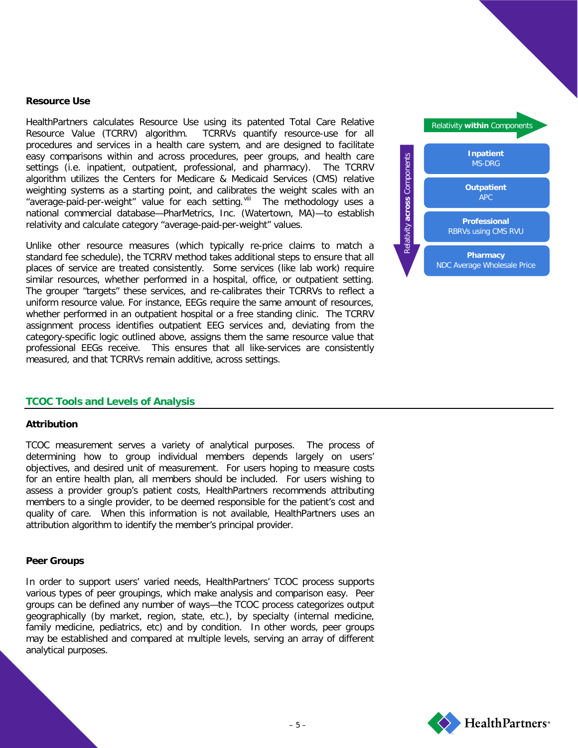### Resource Use

HealthPartners calculates Resource Use using its patented Total Care Relative Resource Value (TCRRV) algorithm. TCRRVs quantify resource-use for all procedures and services in a health care system, and are designed to facilitate easy comparisons within and across procedures, peer groups, and health care settings (i.e. inpatient, outpatient, professional, and pharmacy). The TCRRV algorithm utilizes the Centers for Medicare & Medicaid Services (CMS) relative weighting systems as a starting point, and calibrates the weight scales with an "average-paid-per-weight" value for each setting.[viii] The methodology uses a national commercial database—PharMetrics, Inc. (Watertown, MA)—to establish relativity and calculate category "average-paid-per-weight" values.

Unlike other resource measures (which typically re-price claims to match a standard fee schedule), the TCRRV method takes additional steps to ensure that all places of service are treated consistently. Some services (like lab work) require similar resources, whether performed in a hospital, office, or outpatient setting. The grouper "targets" these services, and re-calibrates their TCRRVs to reflect a uniform resource value. For instance, EEGs require the same amount of resources, whether performed in an outpatient hospital or a free standing clinic. The TCRRV assignment process identifies outpatient EEG services and, deviating from the category-specific logic outlined above, assigns them the same resource value that professional EEGs receive. This ensures that all like-services are consistently measured, and that TCRRVs remain additive, across settings.

Relativity **within** Components

Relativity **across** Components

- **Inpatient** MS-DRG
- **Outpatient** APC
- **Professional** RBRVs using CMS RVU
- **Pharmacy** NDC Average Wholesale Price

## TCOC Tools and Levels of Analysis

### Attribution

TCOC measurement serves a variety of analytical purposes. The process of determining how to group individual members depends largely on users' objectives, and desired unit of measurement. For users hoping to measure costs for an entire health plan, all members should be included. For users wishing to assess a provider group's patient costs, HealthPartners recommends attributing members to a single provider, to be deemed responsible for the patient's cost and quality of care. When this information is not available, HealthPartners uses an attribution algorithm to identify the member's principal provider.

### Peer Groups

In order to support users' varied needs, HealthPartners' TCOC process supports various types of peer groupings, which make analysis and comparison easy. Peer groups can be defined any number of ways—the TCOC process categorizes output geographically (by market, region, state, etc.), by specialty (internal medicine, family medicine, pediatrics, etc) and by condition. In other words, peer groups may be established and compared at multiple levels, serving an array of different analytical purposes.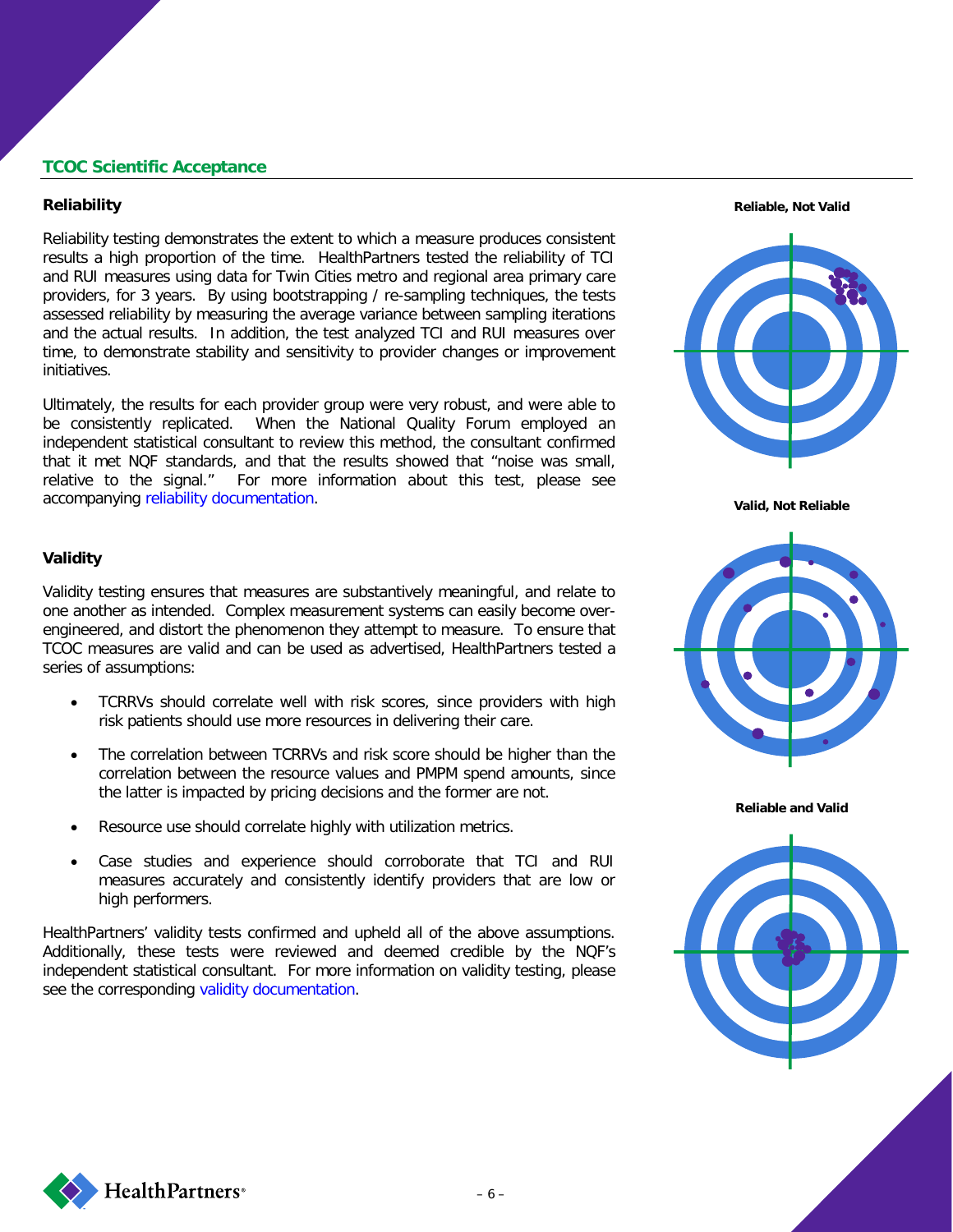## TCOC Scientific Acceptance

### Reliability

Reliability testing demonstrates the extent to which a measure produces consistent results a high proportion of the time. HealthPartners tested the reliability of TCI and RUI measures using data for Twin Cities metro and regional area primary care providers, for 3 years. By using bootstrapping / re-sampling techniques, the tests assessed reliability by measuring the average variance between sampling iterations and the actual results. In addition, the test analyzed TCI and RUI measures over time, to demonstrate stability and sensitivity to provider changes or improvement initiatives.

Ultimately, the results for each provider group were very robust, and were able to be consistently replicated. When the National Quality Forum employed an independent statistical consultant to review this method, the consultant confirmed that it met NQF standards, and that the results showed that "noise was small, relative to the signal." For more information about this test, please see accompanying reliability documentation.

**Reliable, Not Valid**

**Valid, Not Reliable**

**Reliable and Valid**

### Validity

Validity testing ensures that measures are substantively meaningful, and relate to one another as intended. Complex measurement systems can easily become over-engineered, and distort the phenomenon they attempt to measure. To ensure that TCOC measures are valid and can be used as advertised, HealthPartners tested a series of assumptions:

- TCRRVs should correlate well with risk scores, since providers with high risk patients should use more resources in delivering their care.
- The correlation between TCRRVs and risk score should be higher than the correlation between the resource values and PMPM spend amounts, since the latter is impacted by pricing decisions and the former are not.
- Resource use should correlate highly with utilization metrics.
- Case studies and experience should corroborate that TCI and RUI measures accurately and consistently identify providers that are low or high performers.

HealthPartners' validity tests confirmed and upheld all of the above assumptions. Additionally, these tests were reviewed and deemed credible by the NQF's independent statistical consultant. For more information on validity testing, please see the corresponding validity documentation.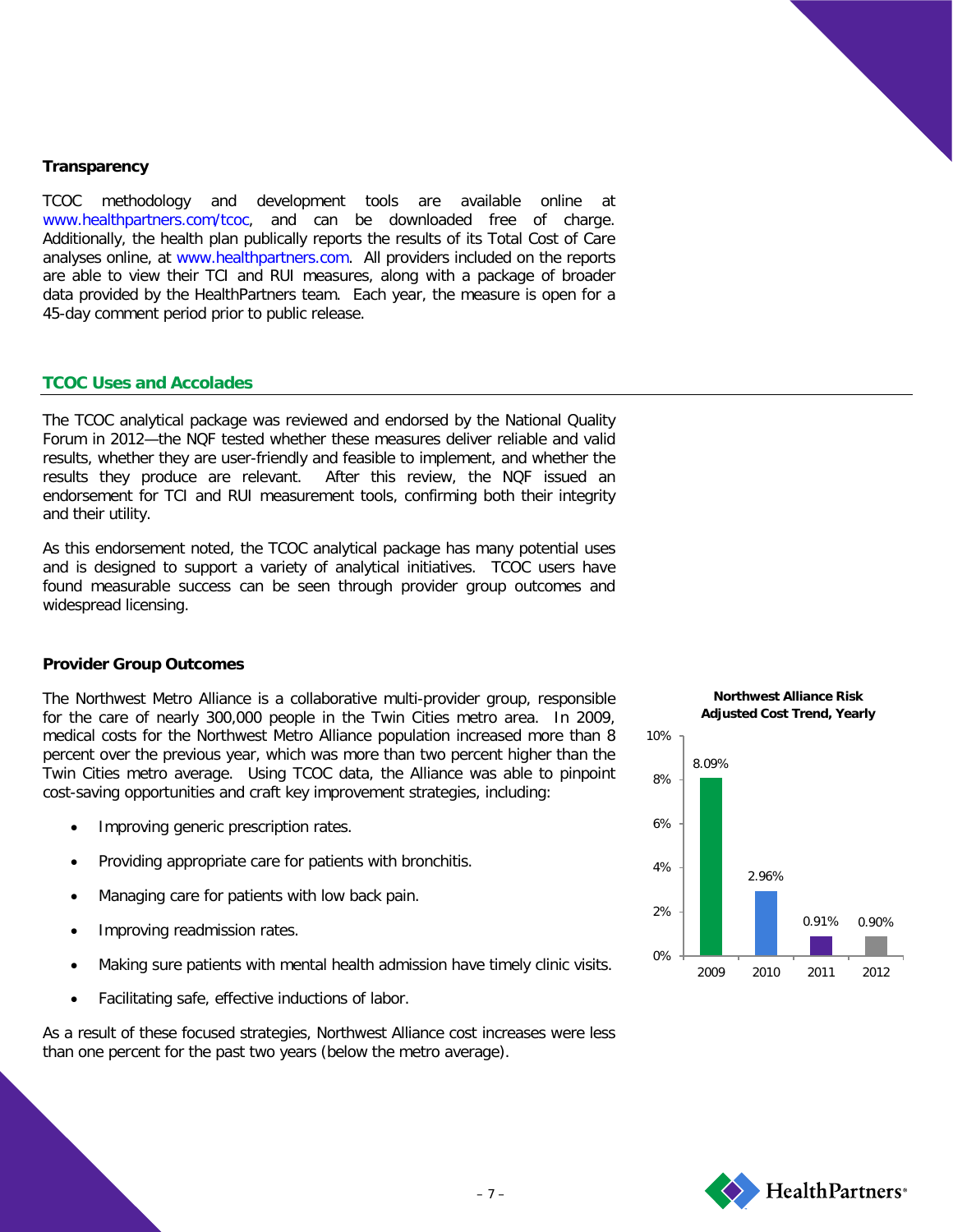### Transparency

TCOC methodology and development tools are available online at www.healthpartners.com/tcoc, and can be downloaded free of charge. Additionally, the health plan publically reports the results of its Total Cost of Care analyses online, at www.healthpartners.com. All providers included on the reports are able to view their TCI and RUI measures, along with a package of broader data provided by the HealthPartners team. Each year, the measure is open for a 45-day comment period prior to public release.

## TCOC Uses and Accolades

The TCOC analytical package was reviewed and endorsed by the National Quality Forum in 2012—the NQF tested whether these measures deliver reliable and valid results, whether they are user-friendly and feasible to implement, and whether the results they produce are relevant. After this review, the NQF issued an endorsement for TCI and RUI measurement tools, confirming both their integrity and their utility.

As this endorsement noted, the TCOC analytical package has many potential uses and is designed to support a variety of analytical initiatives. TCOC users have found measurable success can be seen through provider group outcomes and widespread licensing.

### Provider Group Outcomes

The Northwest Metro Alliance is a collaborative multi-provider group, responsible for the care of nearly 300,000 people in the Twin Cities metro area. In 2009, medical costs for the Northwest Metro Alliance population increased more than 8 percent over the previous year, which was more than two percent higher than the Twin Cities metro average. Using TCOC data, the Alliance was able to pinpoint cost-saving opportunities and craft key improvement strategies, including:

- Improving generic prescription rates.
- Providing appropriate care for patients with bronchitis.
- Managing care for patients with low back pain.
- Improving readmission rates.
- Making sure patients with mental health admission have timely clinic visits.
- Facilitating safe, effective inductions of labor.

As a result of these focused strategies, Northwest Alliance cost increases were less than one percent for the past two years (below the metro average).

**Northwest Alliance Risk Adjusted Cost Trend, Yearly**

| Year | Cost Trend |
|---|---|
| 2009 | 8.09% |
| 2010 | 2.96% |
| 2011 | 0.91% |
| 2012 | 0.90% |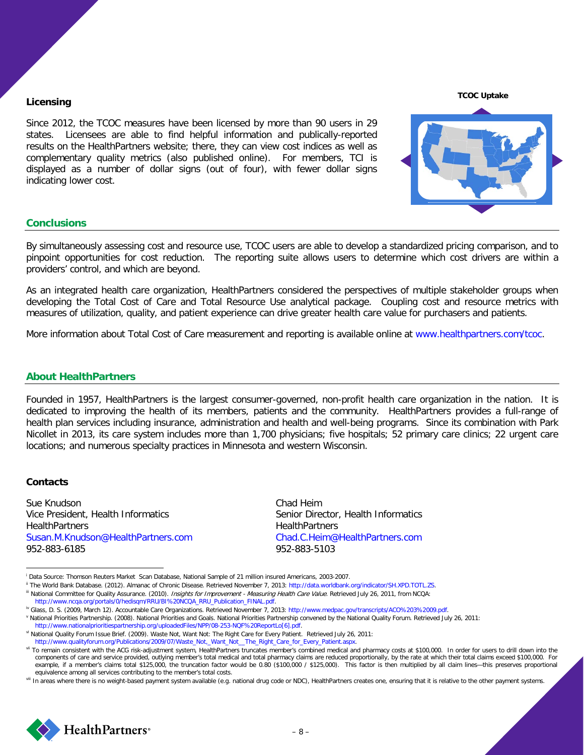## Licensing

Since 2012, the TCOC measures have been licensed by more than 90 users in 29 states. Licensees are able to find helpful information and publically-reported results on the HealthPartners website; there, they can view cost indices as well as complementary quality metrics (also published online). For members, TCI is displayed as a number of dollar signs (out of four), with fewer dollar signs indicating lower cost.

**TCOC Uptake**

## Conclusions

By simultaneously assessing cost and resource use, TCOC users are able to develop a standardized pricing comparison, and to pinpoint opportunities for cost reduction. The reporting suite allows users to determine which cost drivers are within a providers' control, and which are beyond.

As an integrated health care organization, HealthPartners considered the perspectives of multiple stakeholder groups when developing the Total Cost of Care and Total Resource Use analytical package. Coupling cost and resource metrics with measures of utilization, quality, and patient experience can drive greater health care value for purchasers and patients.

More information about Total Cost of Care measurement and reporting is available online at www.healthpartners.com/tcoc.

## About HealthPartners

Founded in 1957, HealthPartners is the largest consumer-governed, non-profit health care organization in the nation. It is dedicated to improving the health of its members, patients and the community. HealthPartners provides a full-range of health plan services including insurance, administration and health and well-being programs. Since its combination with Park Nicollet in 2013, its care system includes more than 1,700 physicians; five hospitals; 52 primary care clinics; 22 urgent care locations; and numerous specialty practices in Minnesota and western Wisconsin.

### Contacts

Sue Knudson
Vice President, Health Informatics
HealthPartners
Susan.M.Knudson@HealthPartners.com
952-883-6185

Chad Heim
Senior Director, Health Informatics
HealthPartners
Chad.C.Heim@HealthPartners.com
952-883-5103

---

[i] Data Source: Thomson Reuters Market Scan Database, National Sample of 21 million insured Americans, 2003-2007.

[ii] The World Bank Database. (2012). Almanac of Chronic Disease. Retrieved November 7, 2013: http://data.worldbank.org/indicator/SH.XPD.TOTL.ZS.

[iii] National Committee for Quality Assurance. (2010). *Insights for Improvement - Measuring Health Care Value*. Retrieved July 26, 2011, from NCQA: http://www.ncqa.org/portals/0/hedisqm/RRU/BI%20NCQA_RRU_Publication_FINAL.pdf.

[iv] Glass, D. S. (2009, March 12). Accountable Care Organizations. Retrieved November 7, 2013: http://www.medpac.gov/transcripts/ACO%203%2009.pdf.

[v] National Priorities Partnership. (2008). National Priorities and Goals. National Priorities Partnership convened by the National Quality Forum. Retrieved July 26, 2011: http://www.nationalprioritiespartnership.org/uploadedFiles/NPP/08-253-NQF%20ReportLo[6].pdf.

[vi] National Quality Forum Issue Brief. (2009). Waste Not, Want Not: The Right Care for Every Patient. Retrieved July 26, 2011: http://www.qualityforum.org/Publications/2009/07/Waste_Not,_Want_Not__The_Right_Care_for_Every_Patient.aspx.

[vii] To remain consistent with the ACG risk-adjustment system, HealthPartners truncates member's combined medical and pharmacy costs at $100,000. In order for users to drill down into the components of care and service provided, outlying member's total medical and total pharmacy claims are reduced proportionally, by the rate at which their total claims exceed $100,000. For example, if a member's claims total $125,000, the truncation factor would be 0.80 ($100,000 / $125,000). This factor is then multiplied by all claim lines—this preserves proportional equivalence among all services contributing to the member's total costs.

[viii] In areas where there is no weight-based payment system available (e.g. national drug code or NDC), HealthPartners creates one, ensuring that it is relative to the other payment systems.